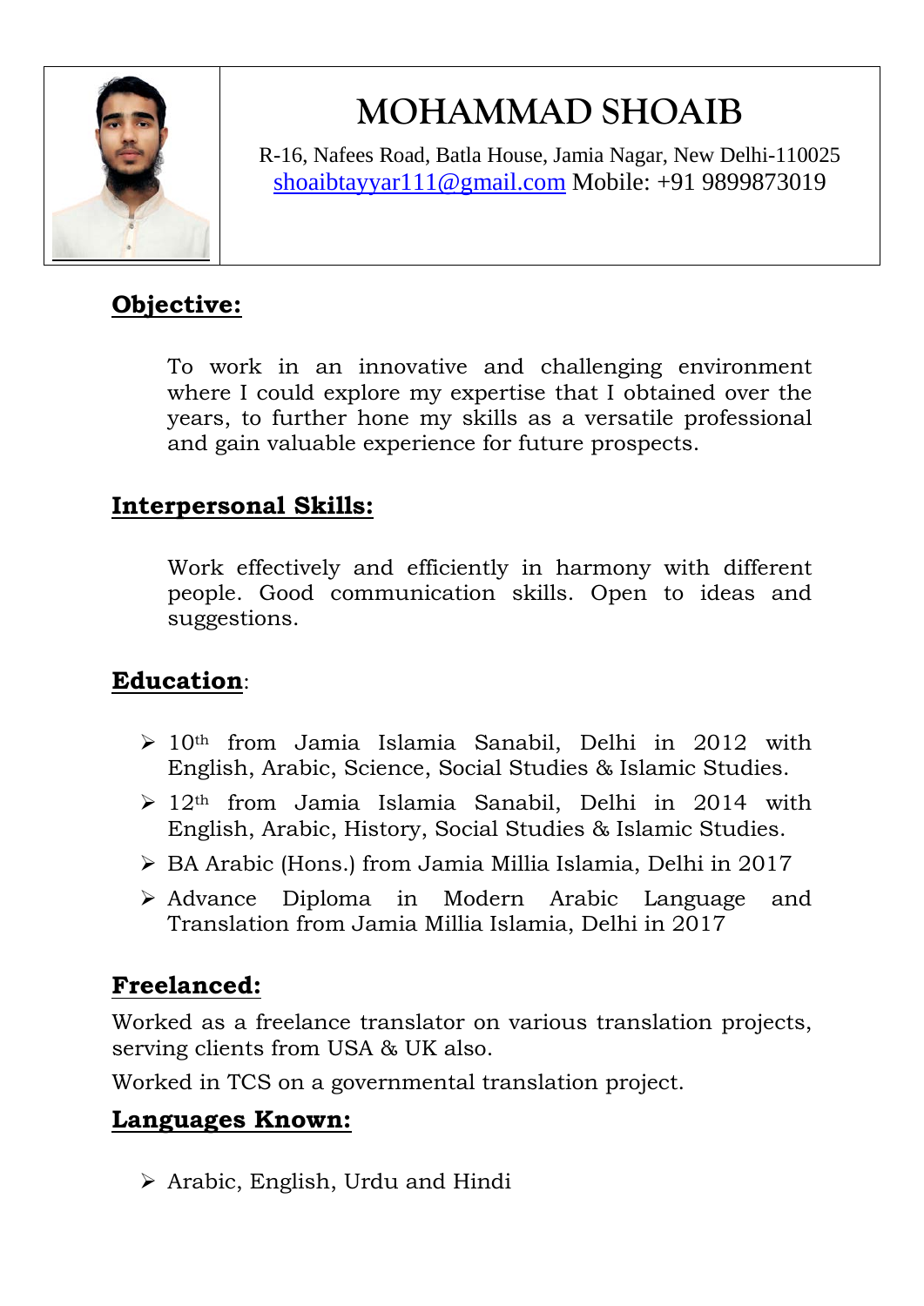# MOHAMMAD SHOAIB

R-16, Nafees Road, Batla House, Jamia Nagar, New Delhi-110025
shoaibtayyar111@gmail.com Mobile: +91 9899873019

## Objective:

To work in an innovative and challenging environment where I could explore my expertise that I obtained over the years, to further hone my skills as a versatile professional and gain valuable experience for future prospects.

## Interpersonal Skills:

Work effectively and efficiently in harmony with different people. Good communication skills. Open to ideas and suggestions.

## Education:

- 10th from Jamia Islamia Sanabil, Delhi in 2012 with English, Arabic, Science, Social Studies & Islamic Studies.
- 12th from Jamia Islamia Sanabil, Delhi in 2014 with English, Arabic, History, Social Studies & Islamic Studies.
- BA Arabic (Hons.) from Jamia Millia Islamia, Delhi in 2017
- Advance Diploma in Modern Arabic Language and Translation from Jamia Millia Islamia, Delhi in 2017

## Freelanced:

Worked as a freelance translator on various translation projects, serving clients from USA & UK also.

Worked in TCS on a governmental translation project.

## Languages Known:

- Arabic, English, Urdu and Hindi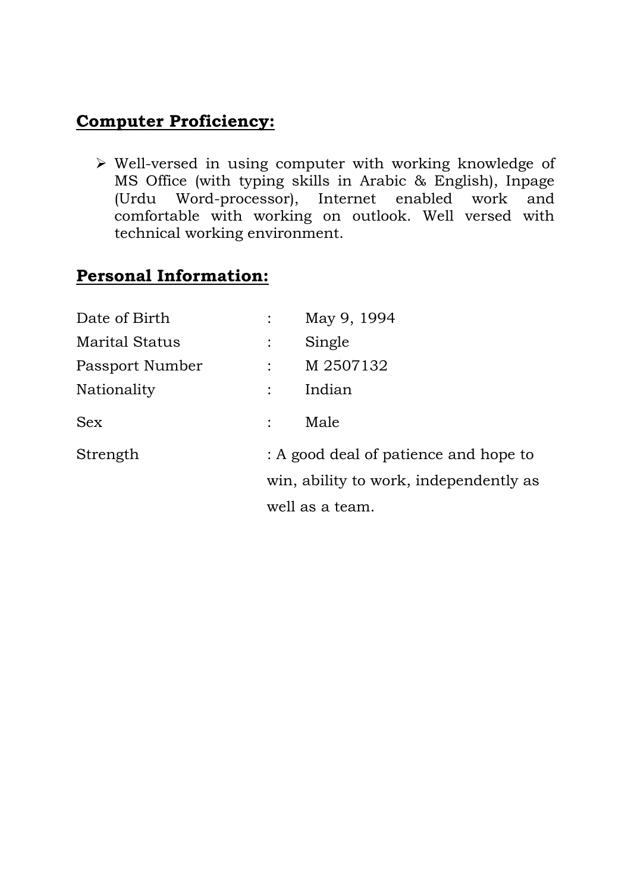## Computer Proficiency:

- Well-versed in using computer with working knowledge of MS Office (with typing skills in Arabic & English), Inpage (Urdu Word-processor), Internet enabled work and comfortable with working on outlook. Well versed with technical working environment.

## Personal Information:

| | | |
|---|---|---|
| Date of Birth | : | May 9, 1994 |
| Marital Status | : | Single |
| Passport Number | : | M 2507132 |
| Nationality | : | Indian |
| Sex | : | Male |
| Strength | : | A good deal of patience and hope to win, ability to work, independently as well as a team. |